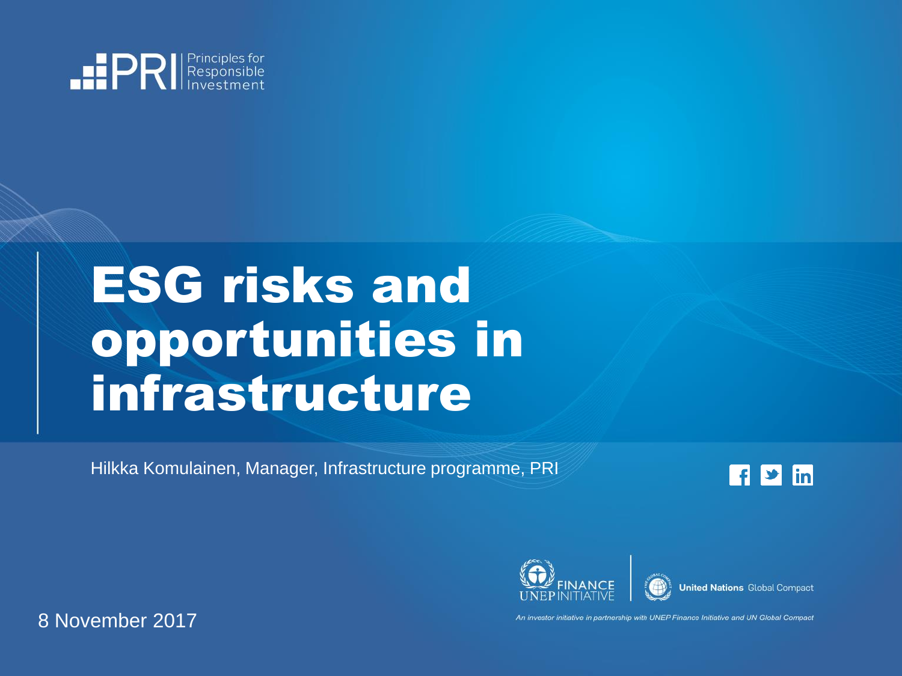Principles for Responsible Investment

# ESG risks and opportunities in infrastructure

Hilkka Komulainen, Manager, Infrastructure programme, PRI

8 November 2017

FINANCE UNEP INITIATIVE | United Nations Global Compact

*An investor initiative in partnership with UNEP Finance Initiative and UN Global Compact*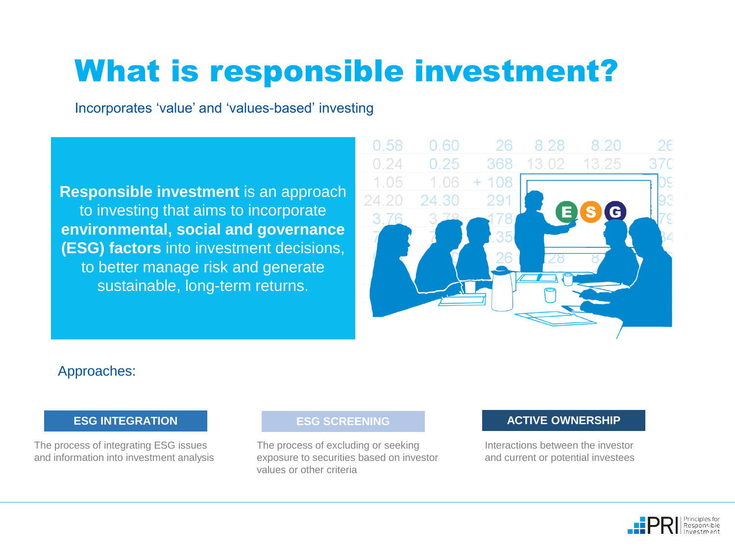# What is responsible investment?

Incorporates ‘value’ and ‘values-based’ investing

**Responsible investment** is an approach to investing that aims to incorporate **environmental, social and governance (ESG) factors** into investment decisions, to better manage risk and generate sustainable, long-term returns.

Approaches:

**ESG INTEGRATION**

The process of integrating ESG issues and information into investment analysis

**ESG SCREENING**

The process of excluding or seeking exposure to securities based on investor values or other criteria

**ACTIVE OWNERSHIP**

Interactions between the investor and current or potential investees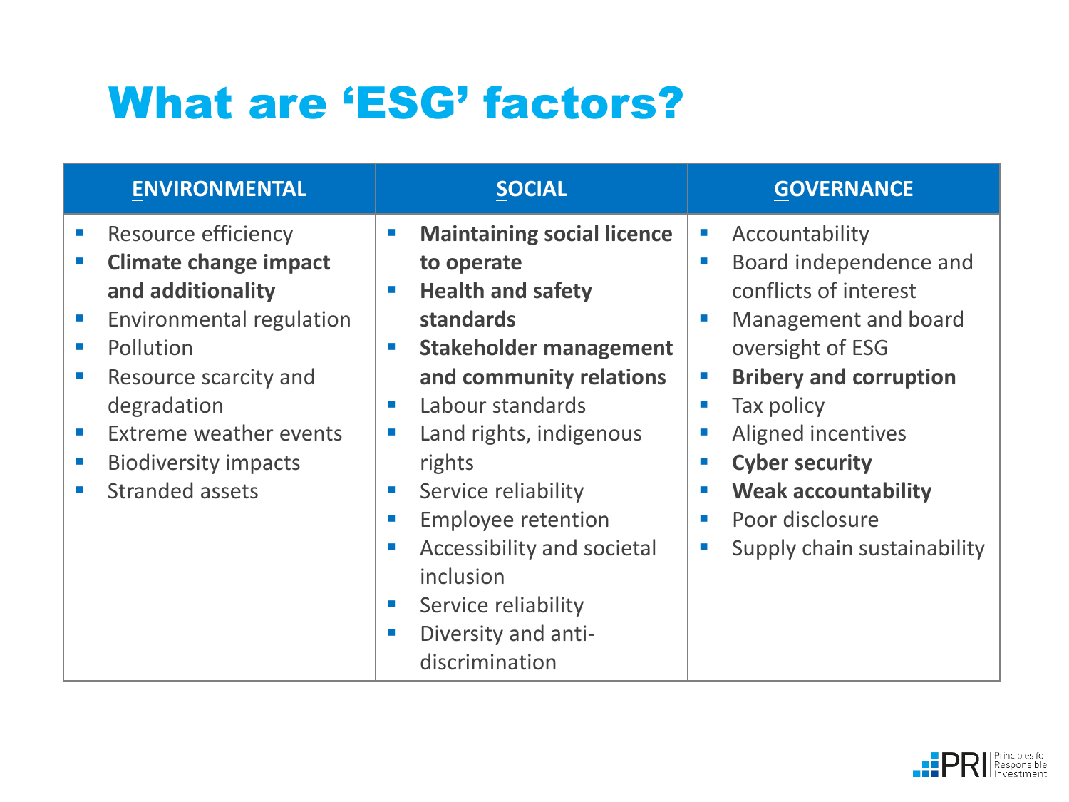# What are 'ESG' factors?

| ENVIRONMENTAL | SOCIAL | GOVERNANCE |
|---|---|---|
| Resource efficiency | **Maintaining social licence to operate** | Accountability |
| **Climate change impact and additionality** | **Health and safety standards** | Board independence and conflicts of interest |
| Environmental regulation | **Stakeholder management and community relations** | Management and board oversight of ESG |
| Pollution | Labour standards | **Bribery and corruption** |
| Resource scarcity and degradation | Land rights, indigenous rights | Tax policy |
| Extreme weather events | Service reliability | Aligned incentives |
| Biodiversity impacts | Employee retention | **Cyber security** |
| Stranded assets | Accessibility and societal inclusion | **Weak accountability** |
| | Service reliability | Poor disclosure |
| | Diversity and anti-discrimination | Supply chain sustainability |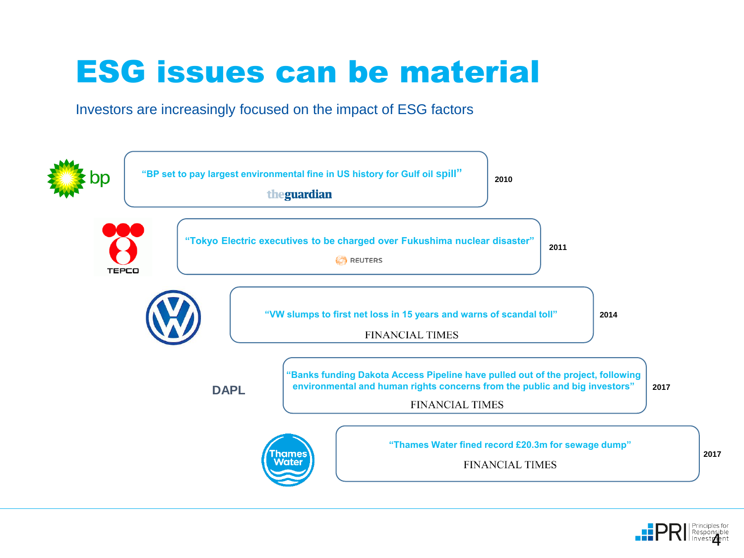# ESG issues can be material

Investors are increasingly focused on the impact of ESG factors

bp

"BP set to pay largest environmental fine in US history for Gulf oil spill"

theguardian

2010

TEPCO

"Tokyo Electric executives to be charged over Fukushima nuclear disaster"

REUTERS

2011

"VW slumps to first net loss in 15 years and warns of scandal toll"

FINANCIAL TIMES

2014

DAPL

"Banks funding Dakota Access Pipeline have pulled out of the project, following environmental and human rights concerns from the public and big investors"

FINANCIAL TIMES

2017

Thames Water

"Thames Water fined record £20.3m for sewage dump"

FINANCIAL TIMES

2017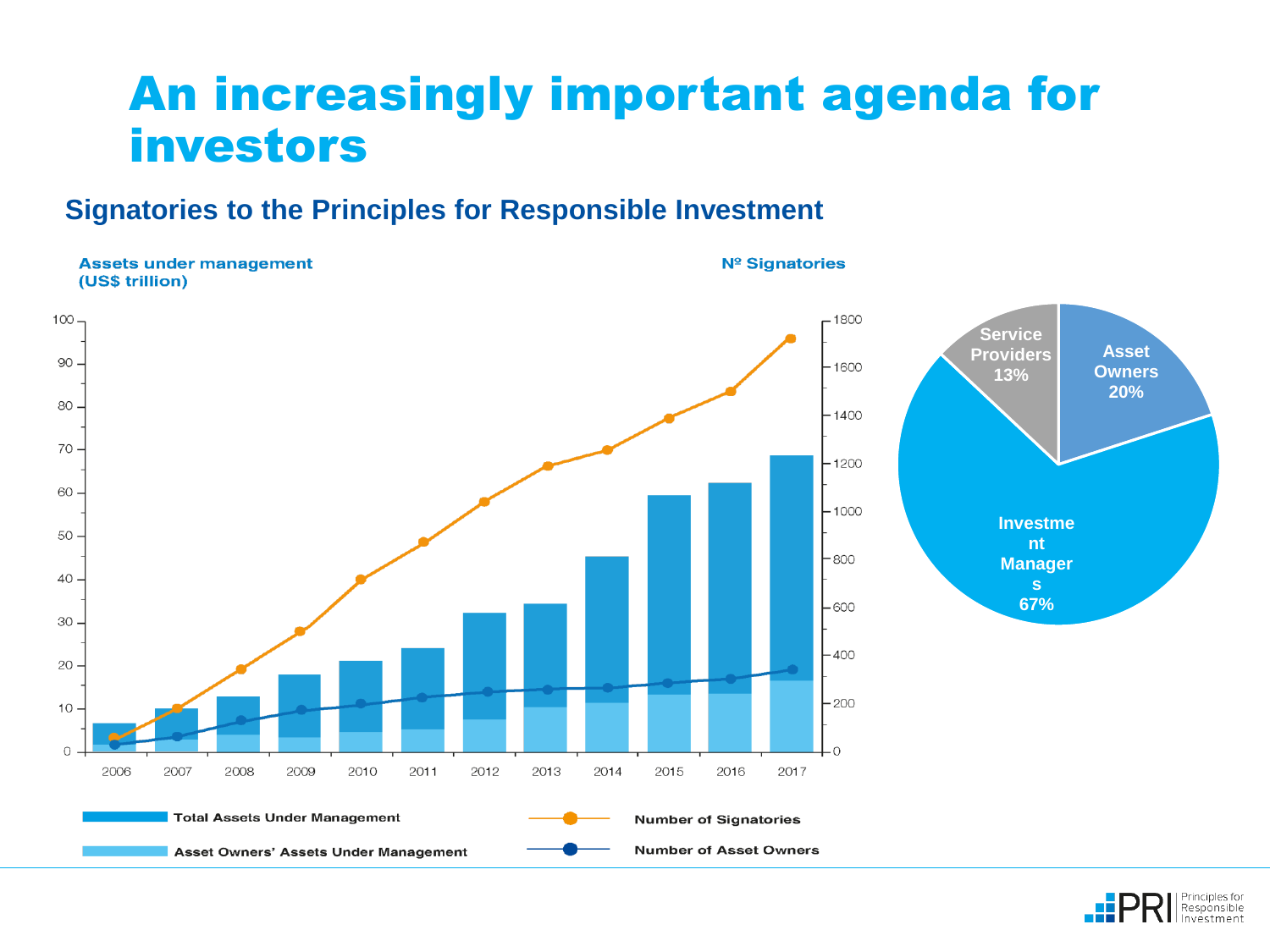# An increasingly important agenda for investors

## Signatories to the Principles for Responsible Investment

Assets under management (US$ trillion)

Nº Signatories

100
90
80
70
60
50
40
30
20
10
0

1800
1600
1400
1200
1000
800
600
400
200
0

2006 2007 2008 2009 2010 2011 2012 2013 2014 2015 2016 2017

Total Assets Under Management

Asset Owners' Assets Under Management

Number of Signatories

Number of Asset Owners

Service Providers 13%

Asset Owners 20%

Investment Managers 67%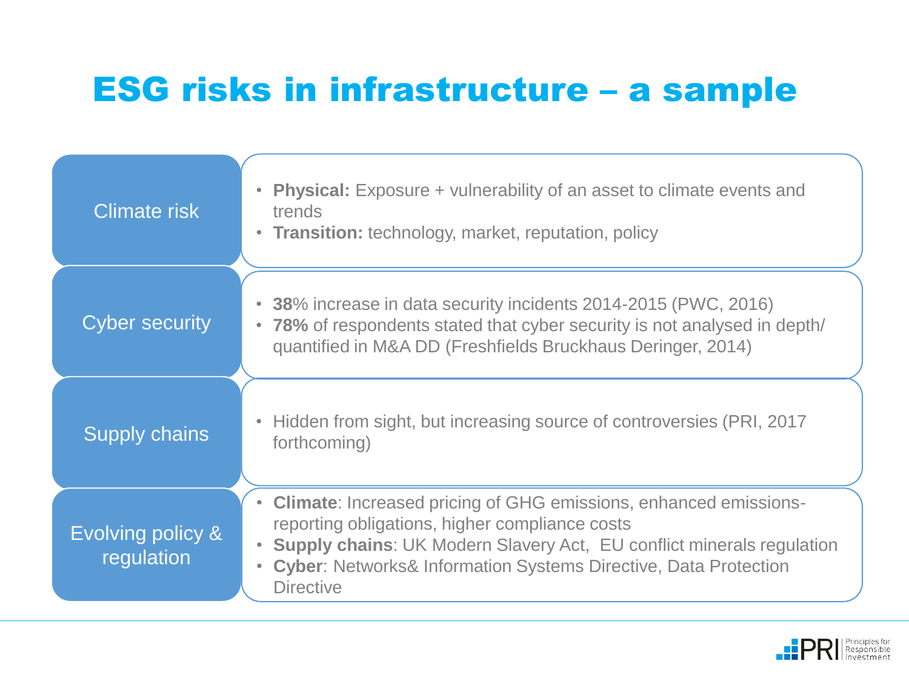# ESG risks in infrastructure – a sample

| | |
|---|---|
| Climate risk | • **Physical:** Exposure + vulnerability of an asset to climate events and trends<br>• **Transition:** technology, market, reputation, policy |
| Cyber security | • **38**% increase in data security incidents 2014-2015 (PWC, 2016)<br>• **78%** of respondents stated that cyber security is not analysed in depth/ quantified in M&A DD (Freshfields Bruckhaus Deringer, 2014) |
| Supply chains | • Hidden from sight, but increasing source of controversies (PRI, 2017 forthcoming) |
| Evolving policy & regulation | • **Climate**: Increased pricing of GHG emissions, enhanced emissions-reporting obligations, higher compliance costs<br>• **Supply chains**: UK Modern Slavery Act, EU conflict minerals regulation<br>• **Cyber**: Networks& Information Systems Directive, Data Protection Directive |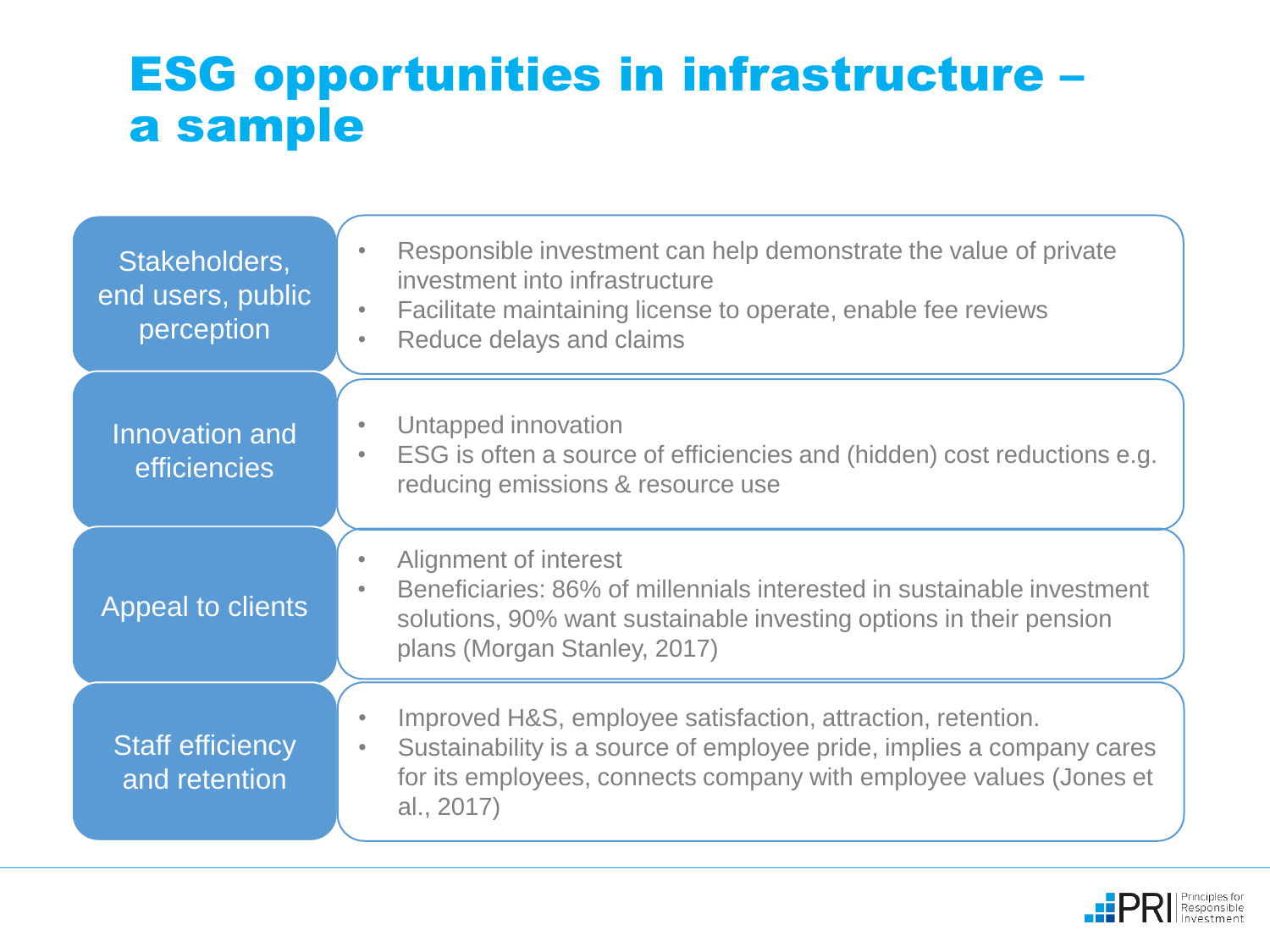# ESG opportunities in infrastructure – a sample

| | |
|---|---|
| Stakeholders, end users, public perception | • Responsible investment can help demonstrate the value of private investment into infrastructure<br>• Facilitate maintaining license to operate, enable fee reviews<br>• Reduce delays and claims |
| Innovation and efficiencies | • Untapped innovation<br>• ESG is often a source of efficiencies and (hidden) cost reductions e.g. reducing emissions & resource use |
| Appeal to clients | • Alignment of interest<br>• Beneficiaries: 86% of millennials interested in sustainable investment solutions, 90% want sustainable investing options in their pension plans (Morgan Stanley, 2017) |
| Staff efficiency and retention | • Improved H&S, employee satisfaction, attraction, retention.<br>• Sustainability is a source of employee pride, implies a company cares for its employees, connects company with employee values (Jones et al., 2017) |